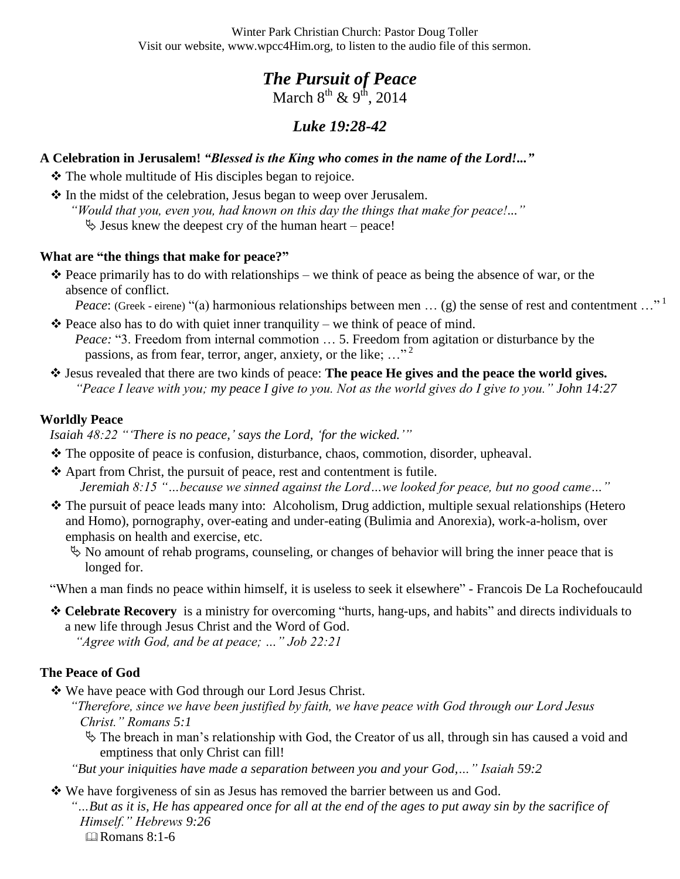Winter Park Christian Church: Pastor Doug Toller
Visit our website, www.wpcc4Him.org, to listen to the audio file of this sermon.

# *The Pursuit of Peace*

March 8th & 9th, 2014

## *Luke 19:28-42*

**A Celebration in Jerusalem!** ***"Blessed is the King who comes in the name of the Lord!..."***

- ❖ The whole multitude of His disciples began to rejoice.
- ❖ In the midst of the celebration, Jesus began to weep over Jerusalem.
  *"Would that you, even you, had known on this day the things that make for peace!..."*
  - ✎ Jesus knew the deepest cry of the human heart – peace!

**What are "the things that make for peace?"**

- ❖ Peace primarily has to do with relationships – we think of peace as being the absence of war, or the absence of conflict.
  *Peace*: (Greek - eirene) "(a) harmonious relationships between men … (g) the sense of rest and contentment …"[1]
- ❖ Peace also has to do with quiet inner tranquility – we think of peace of mind.
  *Peace:* "3. Freedom from internal commotion … 5. Freedom from agitation or disturbance by the passions, as from fear, terror, anger, anxiety, or the like; …"[2]
- ❖ Jesus revealed that there are two kinds of peace: **The peace He gives and the peace the world gives.**
  *"Peace I leave with you; my peace I give to you. Not as the world gives do I give to you." John 14:27*

**Worldly Peace**

*Isaiah 48:22 "'There is no peace,' says the Lord, 'for the wicked.'"*

- ❖ The opposite of peace is confusion, disturbance, chaos, commotion, disorder, upheaval.
- ❖ Apart from Christ, the pursuit of peace, rest and contentment is futile.
  *Jeremiah 8:15 "…because we sinned against the Lord…we looked for peace, but no good came…"*
- ❖ The pursuit of peace leads many into: Alcoholism, Drug addiction, multiple sexual relationships (Hetero and Homo), pornography, over-eating and under-eating (Bulimia and Anorexia), work-a-holism, over emphasis on health and exercise, etc.
  - ✎ No amount of rehab programs, counseling, or changes of behavior will bring the inner peace that is longed for.

"When a man finds no peace within himself, it is useless to seek it elsewhere" - Francois De La Rochefoucauld

- ❖ **Celebrate Recovery** is a ministry for overcoming "hurts, hang-ups, and habits" and directs individuals to a new life through Jesus Christ and the Word of God.
  *"Agree with God, and be at peace; …" Job 22:21*

**The Peace of God**

- ❖ We have peace with God through our Lord Jesus Christ.
  *"Therefore, since we have been justified by faith, we have peace with God through our Lord Jesus Christ." Romans 5:1*
  - ✎ The breach in man's relationship with God, the Creator of us all, through sin has caused a void and emptiness that only Christ can fill!

  *"But your iniquities have made a separation between you and your God,…" Isaiah 59:2*
- ❖ We have forgiveness of sin as Jesus has removed the barrier between us and God.
  *"…But as it is, He has appeared once for all at the end of the ages to put away sin by the sacrifice of Himself." Hebrews 9:26*
  - 📖 Romans 8:1-6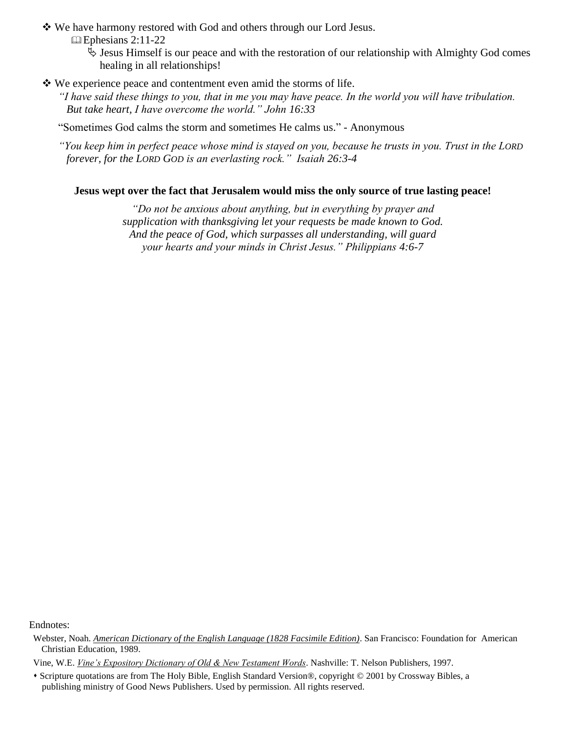- ❖ We have harmony restored with God and others through our Lord Jesus.
  - 🕮 Ephesians 2:11-22
    - ➯ Jesus Himself is our peace and with the restoration of our relationship with Almighty God comes healing in all relationships!

- ❖ We experience peace and contentment even amid the storms of life.

  *"I have said these things to you, that in me you may have peace. In the world you will have tribulation. But take heart, I have overcome the world." John 16:33*

  "Sometimes God calms the storm and sometimes He calms us." - Anonymous

  *"You keep him in perfect peace whose mind is stayed on you, because he trusts in you. Trust in the LORD forever, for the LORD GOD is an everlasting rock." Isaiah 26:3-4*

**Jesus wept over the fact that Jerusalem would miss the only source of true lasting peace!**

*"Do not be anxious about anything, but in everything by prayer and supplication with thanksgiving let your requests be made known to God. And the peace of God, which surpasses all understanding, will guard your hearts and your minds in Christ Jesus." Philippians 4:6-7*

Endnotes:

Webster, Noah. *American Dictionary of the English Language (1828 Facsimile Edition)*. San Francisco: Foundation for American Christian Education, 1989.

Vine, W.E. *Vine's Expository Dictionary of Old & New Testament Words*. Nashville: T. Nelson Publishers, 1997.

- Scripture quotations are from The Holy Bible, English Standard Version®, copyright © 2001 by Crossway Bibles, a publishing ministry of Good News Publishers. Used by permission. All rights reserved.